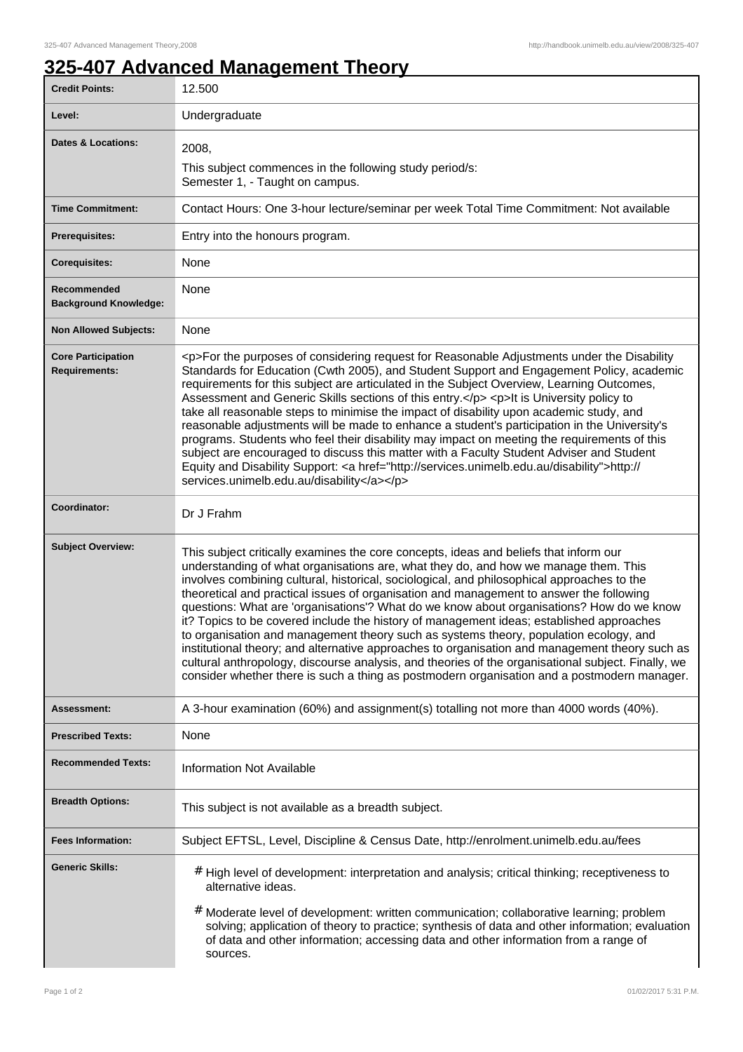# 325-407 Advanced Management Theory

| Credit Points: | 12.500 |
|---|---|
| Level: | Undergraduate |
| Dates & Locations: | 2008,<br>This subject commences in the following study period/s:<br>Semester 1, - Taught on campus. |
| Time Commitment: | Contact Hours: One 3-hour lecture/seminar per week Total Time Commitment: Not available |
| Prerequisites: | Entry into the honours program. |
| Corequisites: | None |
| Recommended Background Knowledge: | None |
| Non Allowed Subjects: | None |
| Core Participation Requirements: | <p>For the purposes of considering request for Reasonable Adjustments under the Disability Standards for Education (Cwth 2005), and Student Support and Engagement Policy, academic requirements for this subject are articulated in the Subject Overview, Learning Outcomes, Assessment and Generic Skills sections of this entry.</p> <p>It is University policy to take all reasonable steps to minimise the impact of disability upon academic study, and reasonable adjustments will be made to enhance a student's participation in the University's programs. Students who feel their disability may impact on meeting the requirements of this subject are encouraged to discuss this matter with a Faculty Student Adviser and Student Equity and Disability Support: <a href="http://services.unimelb.edu.au/disability">http://services.unimelb.edu.au/disability</a></p> |
| Coordinator: | Dr J Frahm |
| Subject Overview: | This subject critically examines the core concepts, ideas and beliefs that inform our understanding of what organisations are, what they do, and how we manage them. This involves combining cultural, historical, sociological, and philosophical approaches to the theoretical and practical issues of organisation and management to answer the following questions: What are 'organisations'? What do we know about organisations? How do we know it? Topics to be covered include the history of management ideas; established approaches to organisation and management theory such as systems theory, population ecology, and institutional theory; and alternative approaches to organisation and management theory such as cultural anthropology, discourse analysis, and theories of the organisational subject. Finally, we consider whether there is such a thing as postmodern organisation and a postmodern manager. |
| Assessment: | A 3-hour examination (60%) and assignment(s) totalling not more than 4000 words (40%). |
| Prescribed Texts: | None |
| Recommended Texts: | Information Not Available |
| Breadth Options: | This subject is not available as a breadth subject. |
| Fees Information: | Subject EFTSL, Level, Discipline & Census Date, http://enrolment.unimelb.edu.au/fees |
| Generic Skills: | # High level of development: interpretation and analysis; critical thinking; receptiveness to alternative ideas.<br># Moderate level of development: written communication; collaborative learning; problem solving; application of theory to practice; synthesis of data and other information; evaluation of data and other information; accessing data and other information from a range of sources. |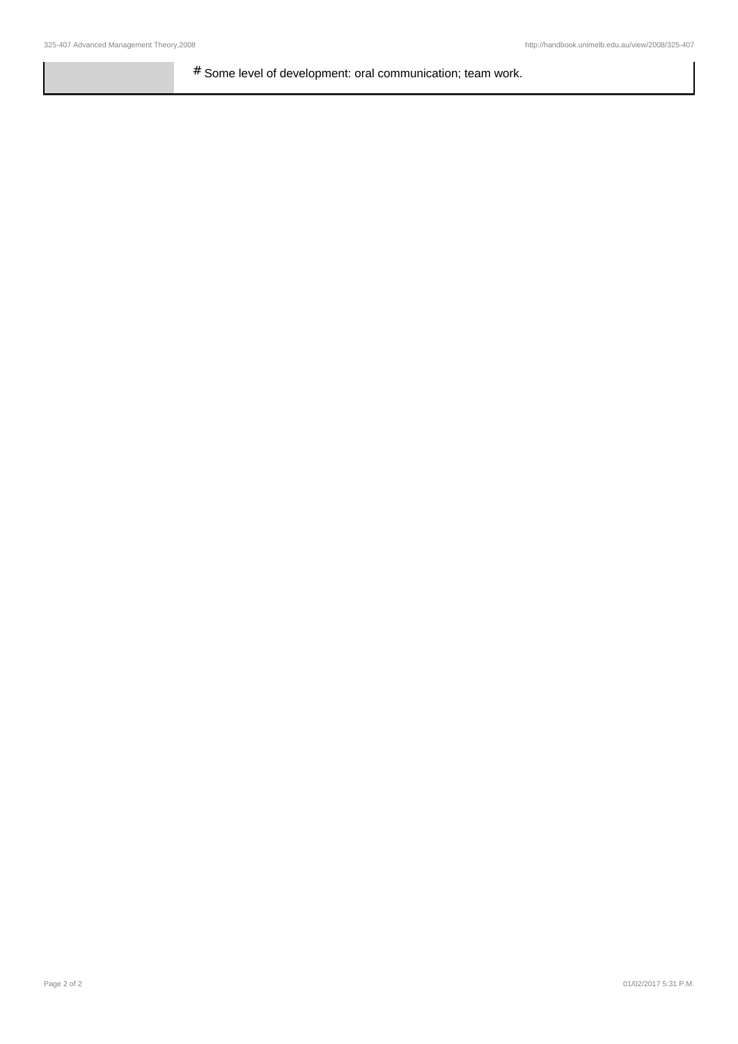| | |
|---|---|
| | # Some level of development: oral communication; team work. |